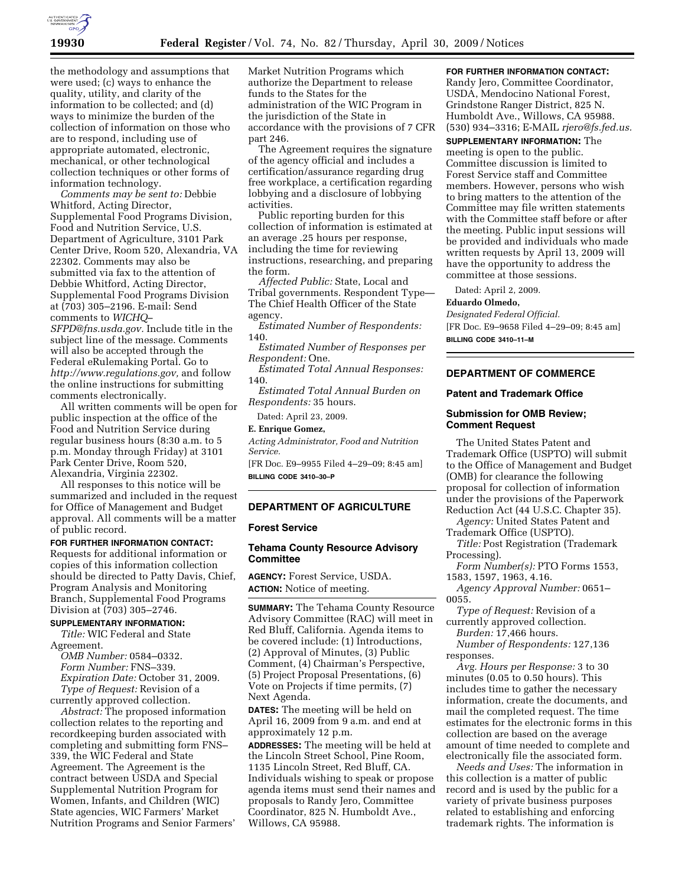the methodology and assumptions that were used; (c) ways to enhance the quality, utility, and clarity of the information to be collected; and (d) ways to minimize the burden of the collection of information on those who are to respond, including use of appropriate automated, electronic, mechanical, or other technological collection techniques or other forms of information technology.

*Comments may be sent to:* Debbie Whitford, Acting Director, Supplemental Food Programs Division, Food and Nutrition Service, U.S. Department of Agriculture, 3101 Park Center Drive, Room 520, Alexandria, VA 22302. Comments may also be submitted via fax to the attention of Debbie Whitford, Acting Director, Supplemental Food Programs Division at (703) 305–2196. E-mail: Send comments to *WICHQ–SFPD@fns.usda.gov.* Include title in the subject line of the message. Comments will also be accepted through the Federal eRulemaking Portal. Go to *http://www.regulations.gov,* and follow the online instructions for submitting comments electronically.

All written comments will be open for public inspection at the office of the Food and Nutrition Service during regular business hours (8:30 a.m. to 5 p.m. Monday through Friday) at 3101 Park Center Drive, Room 520, Alexandria, Virginia 22302.

All responses to this notice will be summarized and included in the request for Office of Management and Budget approval. All comments will be a matter of public record.

**FOR FURTHER INFORMATION CONTACT:** Requests for additional information or copies of this information collection should be directed to Patty Davis, Chief, Program Analysis and Monitoring Branch, Supplemental Food Programs Division at (703) 305–2746.

**SUPPLEMENTARY INFORMATION:**

*Title:* WIC Federal and State Agreement.

*OMB Number:* 0584–0332.

*Form Number:* FNS–339.

*Expiration Date:* October 31, 2009.

*Type of Request:* Revision of a currently approved collection.

*Abstract:* The proposed information collection relates to the reporting and recordkeeping burden associated with completing and submitting form FNS–339, the WIC Federal and State Agreement. The Agreement is the contract between USDA and Special Supplemental Nutrition Program for Women, Infants, and Children (WIC) State agencies, WIC Farmers' Market Nutrition Programs and Senior Farmers' Market Nutrition Programs which authorize the Department to release funds to the States for the administration of the WIC Program in the jurisdiction of the State in accordance with the provisions of 7 CFR part 246.

The Agreement requires the signature of the agency official and includes a certification/assurance regarding drug free workplace, a certification regarding lobbying and a disclosure of lobbying activities.

Public reporting burden for this collection of information is estimated at an average .25 hours per response, including the time for reviewing instructions, researching, and preparing the form.

*Affected Public:* State, Local and Tribal governments. Respondent Type—The Chief Health Officer of the State agency.

*Estimated Number of Respondents:* 140.

*Estimated Number of Responses per Respondent:* One.

*Estimated Total Annual Responses:* 140.

*Estimated Total Annual Burden on Respondents:* 35 hours.

Dated: April 23, 2009.

**E. Enrique Gomez,**

*Acting Administrator, Food and Nutrition Service.*

[FR Doc. E9–9955 Filed 4–29–09; 8:45 am]

**BILLING CODE 3410–30–P**

## DEPARTMENT OF AGRICULTURE

### Forest Service

### Tehama County Resource Advisory Committee

**AGENCY:** Forest Service, USDA.

**ACTION:** Notice of meeting.

**SUMMARY:** The Tehama County Resource Advisory Committee (RAC) will meet in Red Bluff, California. Agenda items to be covered include: (1) Introductions, (2) Approval of Minutes, (3) Public Comment, (4) Chairman's Perspective, (5) Project Proposal Presentations, (6) Vote on Projects if time permits, (7) Next Agenda.

**DATES:** The meeting will be held on April 16, 2009 from 9 a.m. and end at approximately 12 p.m.

**ADDRESSES:** The meeting will be held at the Lincoln Street School, Pine Room, 1135 Lincoln Street, Red Bluff, CA. Individuals wishing to speak or propose agenda items must send their names and proposals to Randy Jero, Committee Coordinator, 825 N. Humboldt Ave., Willows, CA 95988.

**FOR FURTHER INFORMATION CONTACT:** Randy Jero, Committee Coordinator, USDA, Mendocino National Forest, Grindstone Ranger District, 825 N. Humboldt Ave., Willows, CA 95988. (530) 934–3316; E-MAIL *rjero@fs.fed.us.*

**SUPPLEMENTARY INFORMATION:** The meeting is open to the public. Committee discussion is limited to Forest Service staff and Committee members. However, persons who wish to bring matters to the attention of the Committee may file written statements with the Committee staff before or after the meeting. Public input sessions will be provided and individuals who made written requests by April 13, 2009 will have the opportunity to address the committee at those sessions.

Dated: April 2, 2009.

**Eduardo Olmedo,**

*Designated Federal Official.*

[FR Doc. E9–9658 Filed 4–29–09; 8:45 am]

**BILLING CODE 3410–11–M**

## DEPARTMENT OF COMMERCE

### Patent and Trademark Office

### Submission for OMB Review; Comment Request

The United States Patent and Trademark Office (USPTO) will submit to the Office of Management and Budget (OMB) for clearance the following proposal for collection of information under the provisions of the Paperwork Reduction Act (44 U.S.C. Chapter 35).

*Agency:* United States Patent and Trademark Office (USPTO).

*Title:* Post Registration (Trademark Processing).

*Form Number(s):* PTO Forms 1553, 1583, 1597, 1963, 4.16.

*Agency Approval Number:* 0651–0055.

*Type of Request:* Revision of a currently approved collection.

*Burden:* 17,466 hours.

*Number of Respondents:* 127,136 responses.

*Avg. Hours per Response:* 3 to 30 minutes (0.05 to 0.50 hours). This includes time to gather the necessary information, create the documents, and mail the completed request. The time estimates for the electronic forms in this collection are based on the average amount of time needed to complete and electronically file the associated form.

*Needs and Uses:* The information in this collection is a matter of public record and is used by the public for a variety of private business purposes related to establishing and enforcing trademark rights. The information is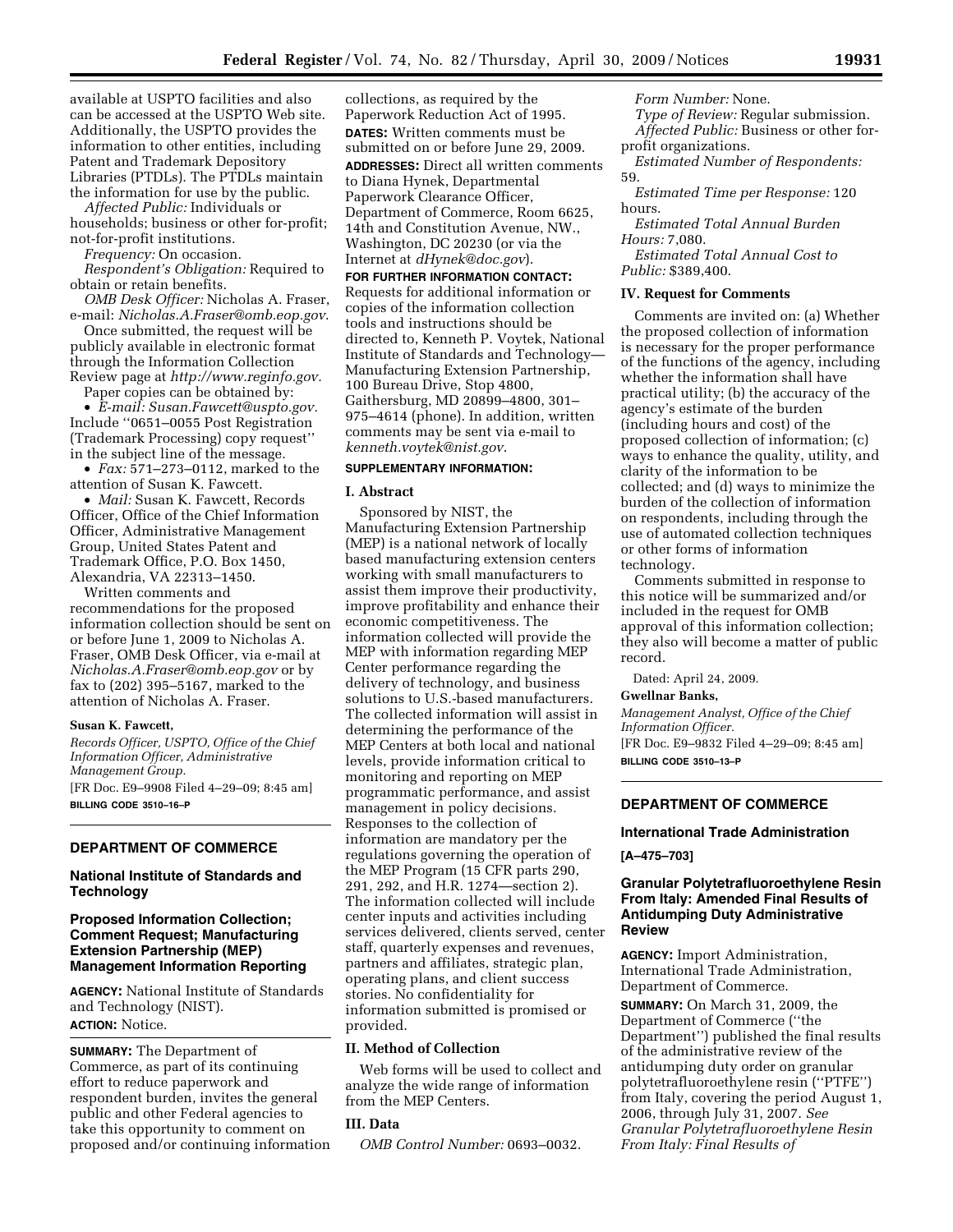available at USPTO facilities and also can be accessed at the USPTO Web site. Additionally, the USPTO provides the information to other entities, including Patent and Trademark Depository Libraries (PTDLs). The PTDLs maintain the information for use by the public.

*Affected Public:* Individuals or households; business or other for-profit; not-for-profit institutions.

*Frequency:* On occasion.

*Respondent's Obligation:* Required to obtain or retain benefits.

*OMB Desk Officer:* Nicholas A. Fraser, e-mail: *Nicholas.A.Fraser@omb.eop.gov*.

Once submitted, the request will be publicly available in electronic format through the Information Collection Review page at *http://www.reginfo.gov.*

Paper copies can be obtained by:

- *E-mail: Susan.Fawcett@uspto.gov*. Include ''0651–0055 Post Registration (Trademark Processing) copy request'' in the subject line of the message.
- *Fax:* 571–273–0112, marked to the attention of Susan K. Fawcett.
- *Mail:* Susan K. Fawcett, Records Officer, Office of the Chief Information Officer, Administrative Management Group, United States Patent and Trademark Office, P.O. Box 1450, Alexandria, VA 22313–1450.

Written comments and recommendations for the proposed information collection should be sent on or before June 1, 2009 to Nicholas A. Fraser, OMB Desk Officer, via e-mail at *Nicholas.A.Fraser@omb.eop.gov* or by fax to (202) 395–5167, marked to the attention of Nicholas A. Fraser.

**Susan K. Fawcett,**

*Records Officer, USPTO, Office of the Chief Information Officer, Administrative Management Group.*

[FR Doc. E9–9908 Filed 4–29–09; 8:45 am]

**BILLING CODE 3510–16–P**

## DEPARTMENT OF COMMERCE

### National Institute of Standards and Technology

### Proposed Information Collection; Comment Request; Manufacturing Extension Partnership (MEP) Management Information Reporting

**AGENCY:** National Institute of Standards and Technology (NIST).

**ACTION:** Notice.

**SUMMARY:** The Department of Commerce, as part of its continuing effort to reduce paperwork and respondent burden, invites the general public and other Federal agencies to take this opportunity to comment on proposed and/or continuing information collections, as required by the Paperwork Reduction Act of 1995.

**DATES:** Written comments must be submitted on or before June 29, 2009.

**ADDRESSES:** Direct all written comments to Diana Hynek, Departmental Paperwork Clearance Officer, Department of Commerce, Room 6625, 14th and Constitution Avenue, NW., Washington, DC 20230 (or via the Internet at *dHynek@doc.gov*).

**FOR FURTHER INFORMATION CONTACT:** Requests for additional information or copies of the information collection tools and instructions should be directed to, Kenneth P. Voytek, National Institute of Standards and Technology—Manufacturing Extension Partnership, 100 Bureau Drive, Stop 4800, Gaithersburg, MD 20899–4800, 301–975–4614 (phone). In addition, written comments may be sent via e-mail to *kenneth.voytek@nist.gov*.

**SUPPLEMENTARY INFORMATION:**

#### I. Abstract

Sponsored by NIST, the Manufacturing Extension Partnership (MEP) is a national network of locally based manufacturing extension centers working with small manufacturers to assist them improve their productivity, improve profitability and enhance their economic competitiveness. The information collected will provide the MEP with information regarding MEP Center performance regarding the delivery of technology, and business solutions to U.S.-based manufacturers. The collected information will assist in determining the performance of the MEP Centers at both local and national levels, provide information critical to monitoring and reporting on MEP programmatic performance, and assist management in policy decisions. Responses to the collection of information are mandatory per the regulations governing the operation of the MEP Program (15 CFR parts 290, 291, 292, and H.R. 1274—section 2). The information collected will include center inputs and activities including services delivered, clients served, center staff, quarterly expenses and revenues, partners and affiliates, strategic plan, operating plans, and client success stories. No confidentiality for information submitted is promised or provided.

#### II. Method of Collection

Web forms will be used to collect and analyze the wide range of information from the MEP Centers.

#### III. Data

*OMB Control Number:* 0693–0032.

*Form Number:* None.

*Type of Review:* Regular submission.

*Affected Public:* Business or other for-profit organizations.

*Estimated Number of Respondents:* 59.

*Estimated Time per Response:* 120 hours.

*Estimated Total Annual Burden Hours:* 7,080.

*Estimated Total Annual Cost to Public:* $389,400.

#### IV. Request for Comments

Comments are invited on: (a) Whether the proposed collection of information is necessary for the proper performance of the functions of the agency, including whether the information shall have practical utility; (b) the accuracy of the agency's estimate of the burden (including hours and cost) of the proposed collection of information; (c) ways to enhance the quality, utility, and clarity of the information to be collected; and (d) ways to minimize the burden of the collection of information on respondents, including through the use of automated collection techniques or other forms of information technology.

Comments submitted in response to this notice will be summarized and/or included in the request for OMB approval of this information collection; they also will become a matter of public record.

Dated: April 24, 2009.

**Gwellnar Banks,**

*Management Analyst, Office of the Chief Information Officer.*

[FR Doc. E9–9832 Filed 4–29–09; 8:45 am]

**BILLING CODE 3510–13–P**

## DEPARTMENT OF COMMERCE

### International Trade Administration

**[A–475–703]**

### Granular Polytetrafluoroethylene Resin From Italy: Amended Final Results of Antidumping Duty Administrative Review

**AGENCY:** Import Administration, International Trade Administration, Department of Commerce.

**SUMMARY:** On March 31, 2009, the Department of Commerce (''the Department'') published the final results of the administrative review of the antidumping duty order on granular polytetrafluoroethylene resin (''PTFE'') from Italy, covering the period August 1, 2006, through July 31, 2007. *See Granular Polytetrafluoroethylene Resin From Italy: Final Results of*